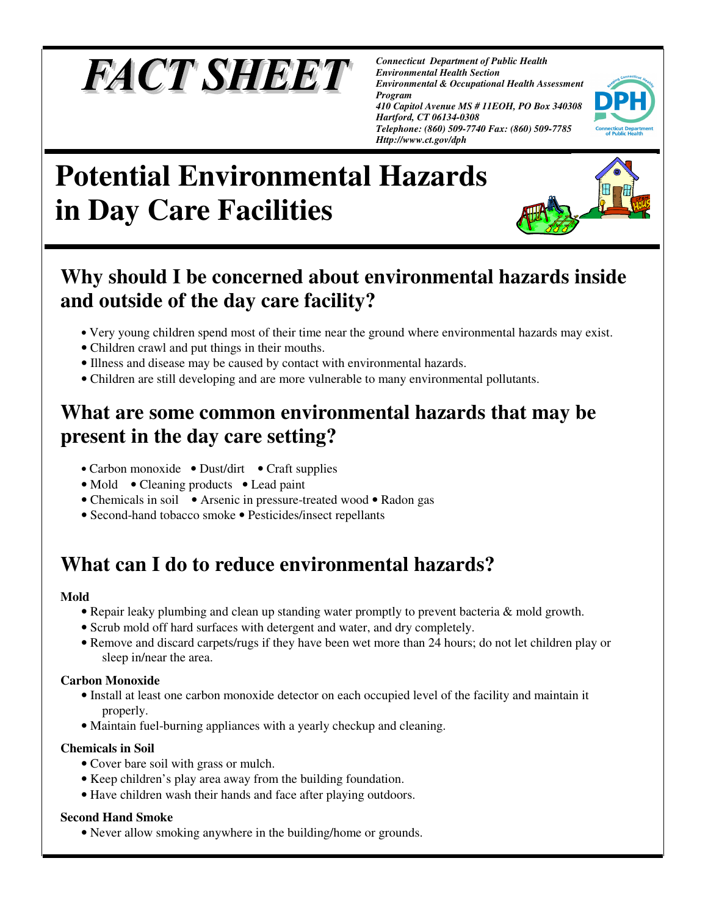# FACT SHEET

*Connecticut Department of Public Health*
*Environmental Health Section*
*Environmental & Occupational Health Assessment Program*
*410 Capitol Avenue MS # 11EOH, PO Box 340308*
*Hartford, CT 06134-0308*
*Telephone: (860) 509-7740 Fax: (860) 509-7785*
*Http://www.ct.gov/dph*

# Potential Environmental Hazards in Day Care Facilities

## Why should I be concerned about environmental hazards inside and outside of the day care facility?

- Very young children spend most of their time near the ground where environmental hazards may exist.
- Children crawl and put things in their mouths.
- Illness and disease may be caused by contact with environmental hazards.
- Children are still developing and are more vulnerable to many environmental pollutants.

## What are some common environmental hazards that may be present in the day care setting?

- Carbon monoxide • Dust/dirt • Craft supplies
- Mold • Cleaning products • Lead paint
- Chemicals in soil • Arsenic in pressure-treated wood • Radon gas
- Second-hand tobacco smoke • Pesticides/insect repellants

## What can I do to reduce environmental hazards?

**Mold**

- Repair leaky plumbing and clean up standing water promptly to prevent bacteria & mold growth.
- Scrub mold off hard surfaces with detergent and water, and dry completely.
- Remove and discard carpets/rugs if they have been wet more than 24 hours; do not let children play or sleep in/near the area.

**Carbon Monoxide**

- Install at least one carbon monoxide detector on each occupied level of the facility and maintain it properly.
- Maintain fuel-burning appliances with a yearly checkup and cleaning.

**Chemicals in Soil**

- Cover bare soil with grass or mulch.
- Keep children's play area away from the building foundation.
- Have children wash their hands and face after playing outdoors.

**Second Hand Smoke**

- Never allow smoking anywhere in the building/home or grounds.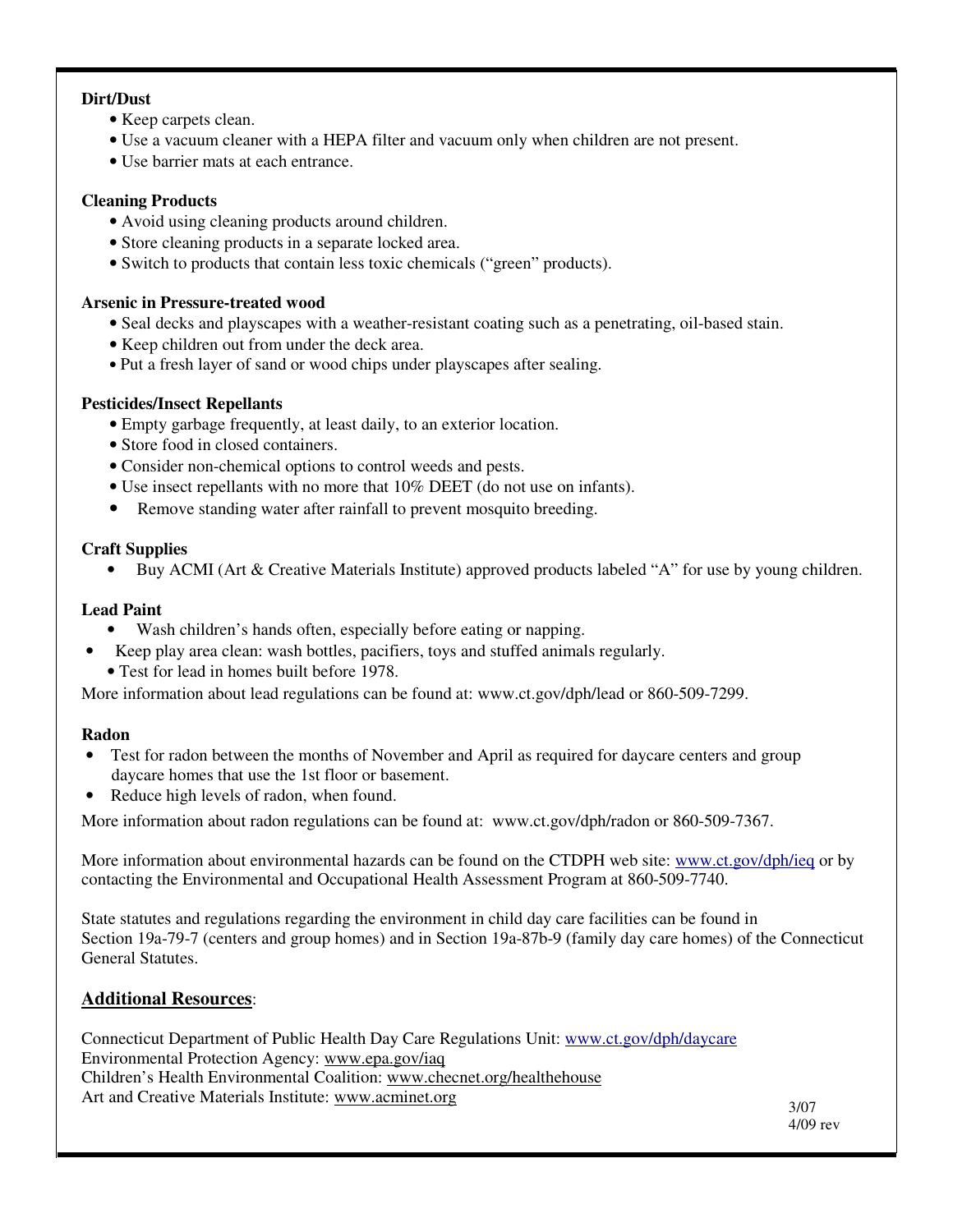**Dirt/Dust**

- Keep carpets clean.
- Use a vacuum cleaner with a HEPA filter and vacuum only when children are not present.
- Use barrier mats at each entrance.

**Cleaning Products**

- Avoid using cleaning products around children.
- Store cleaning products in a separate locked area.
- Switch to products that contain less toxic chemicals ("green" products).

**Arsenic in Pressure-treated wood**

- Seal decks and playscapes with a weather-resistant coating such as a penetrating, oil-based stain.
- Keep children out from under the deck area.
- Put a fresh layer of sand or wood chips under playscapes after sealing.

**Pesticides/Insect Repellants**

- Empty garbage frequently, at least daily, to an exterior location.
- Store food in closed containers.
- Consider non-chemical options to control weeds and pests.
- Use insect repellants with no more that 10% DEET (do not use on infants).
- Remove standing water after rainfall to prevent mosquito breeding.

**Craft Supplies**

- Buy ACMI (Art & Creative Materials Institute) approved products labeled "A" for use by young children.

**Lead Paint**

- Wash children's hands often, especially before eating or napping.
- Keep play area clean: wash bottles, pacifiers, toys and stuffed animals regularly.
- Test for lead in homes built before 1978.

More information about lead regulations can be found at: www.ct.gov/dph/lead or 860-509-7299.

**Radon**

- Test for radon between the months of November and April as required for daycare centers and group daycare homes that use the 1st floor or basement.
- Reduce high levels of radon, when found.

More information about radon regulations can be found at: www.ct.gov/dph/radon or 860-509-7367.

More information about environmental hazards can be found on the CTDPH web site: www.ct.gov/dph/ieq or by contacting the Environmental and Occupational Health Assessment Program at 860-509-7740.

State statutes and regulations regarding the environment in child day care facilities can be found in Section 19a-79-7 (centers and group homes) and in Section 19a-87b-9 (family day care homes) of the Connecticut General Statutes.

## Additional Resources:

Connecticut Department of Public Health Day Care Regulations Unit: www.ct.gov/dph/daycare
Environmental Protection Agency: www.epa.gov/iaq
Children's Health Environmental Coalition: www.checnet.org/healthehouse
Art and Creative Materials Institute: www.acminet.org

3/07
4/09 rev